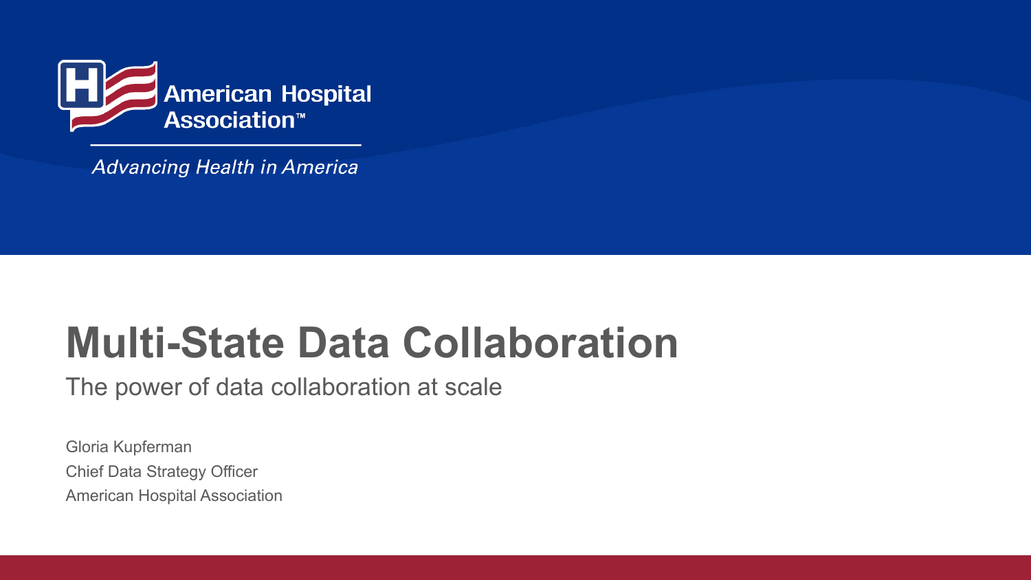American Hospital Association™

*Advancing Health in America*

# Multi-State Data Collaboration

The power of data collaboration at scale

Gloria Kupferman

Chief Data Strategy Officer

American Hospital Association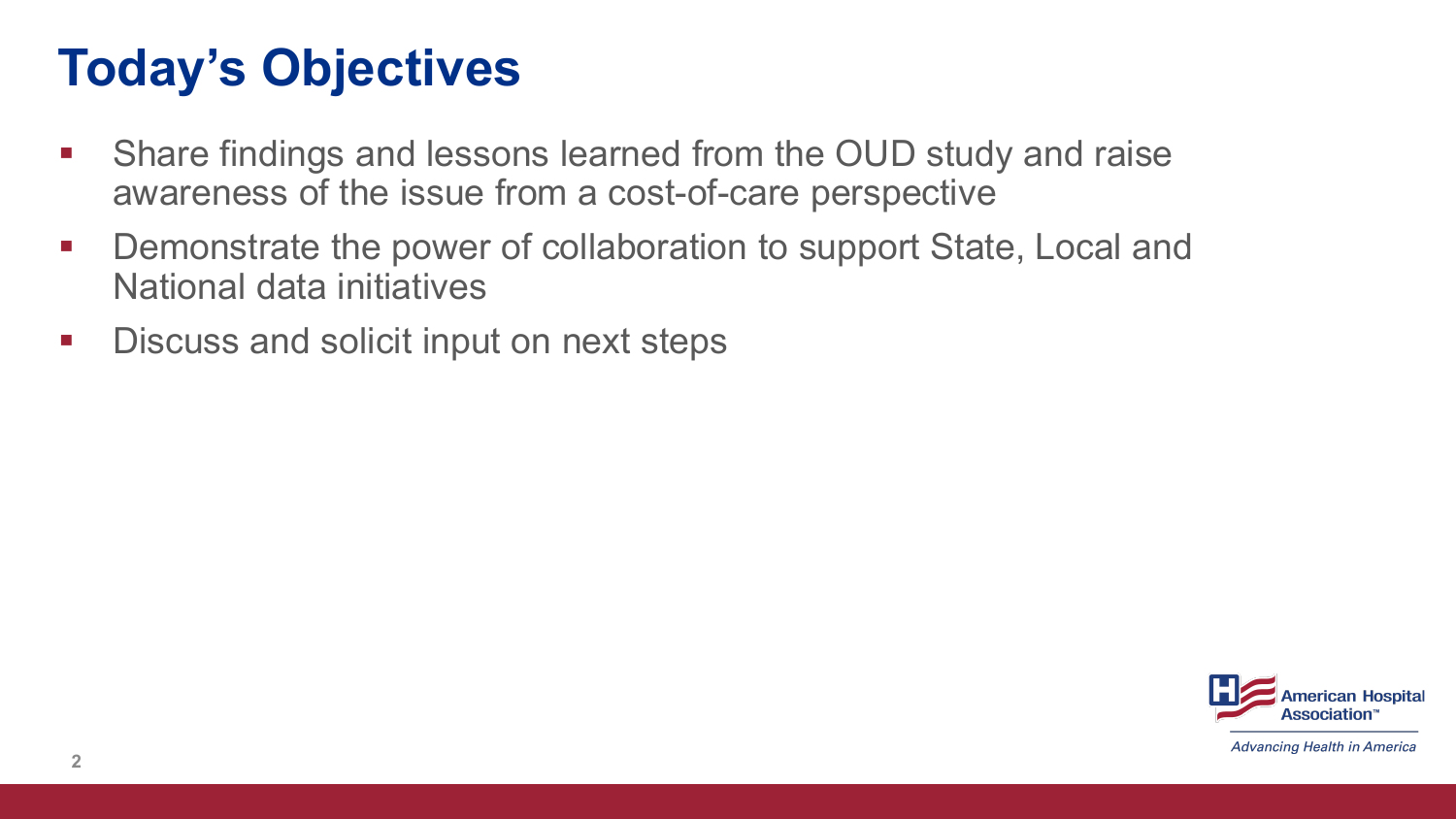# Today's Objectives

- Share findings and lessons learned from the OUD study and raise awareness of the issue from a cost-of-care perspective
- Demonstrate the power of collaboration to support State, Local and National data initiatives
- Discuss and solicit input on next steps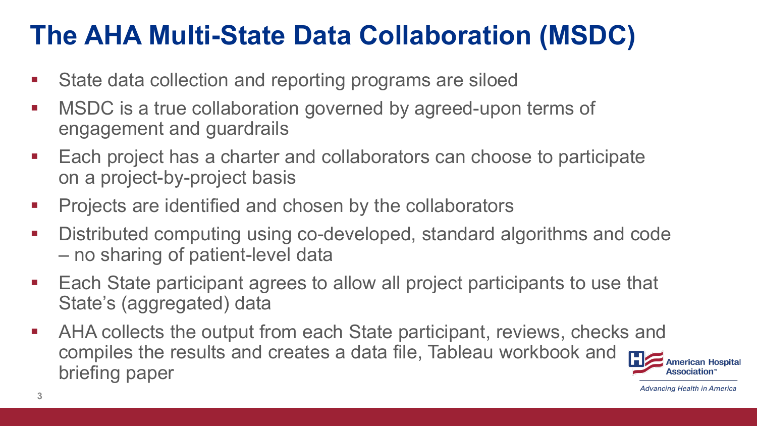# The AHA Multi-State Data Collaboration (MSDC)

- State data collection and reporting programs are siloed
- MSDC is a true collaboration governed by agreed-upon terms of engagement and guardrails
- Each project has a charter and collaborators can choose to participate on a project-by-project basis
- Projects are identified and chosen by the collaborators
- Distributed computing using co-developed, standard algorithms and code – no sharing of patient-level data
- Each State participant agrees to allow all project participants to use that State's (aggregated) data
- AHA collects the output from each State participant, reviews, checks and compiles the results and creates a data file, Tableau workbook and briefing paper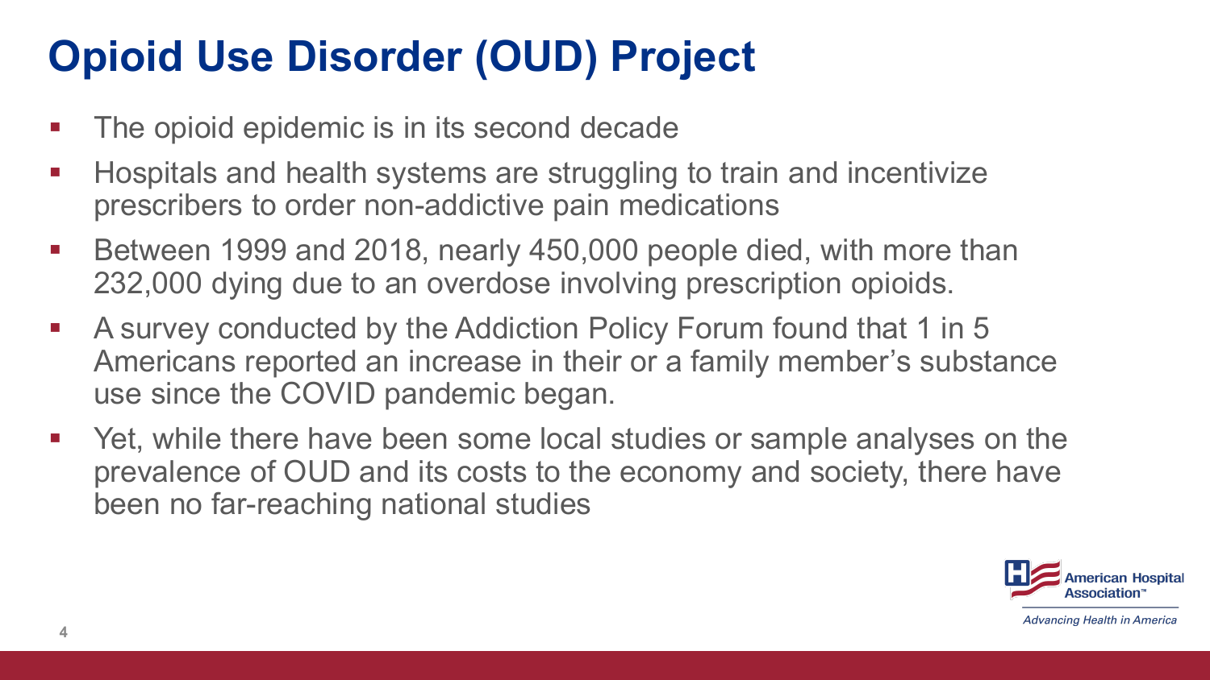# Opioid Use Disorder (OUD) Project

- The opioid epidemic is in its second decade
- Hospitals and health systems are struggling to train and incentivize prescribers to order non-addictive pain medications
- Between 1999 and 2018, nearly 450,000 people died, with more than 232,000 dying due to an overdose involving prescription opioids.
- A survey conducted by the Addiction Policy Forum found that 1 in 5 Americans reported an increase in their or a family member's substance use since the COVID pandemic began.
- Yet, while there have been some local studies or sample analyses on the prevalence of OUD and its costs to the economy and society, there have been no far-reaching national studies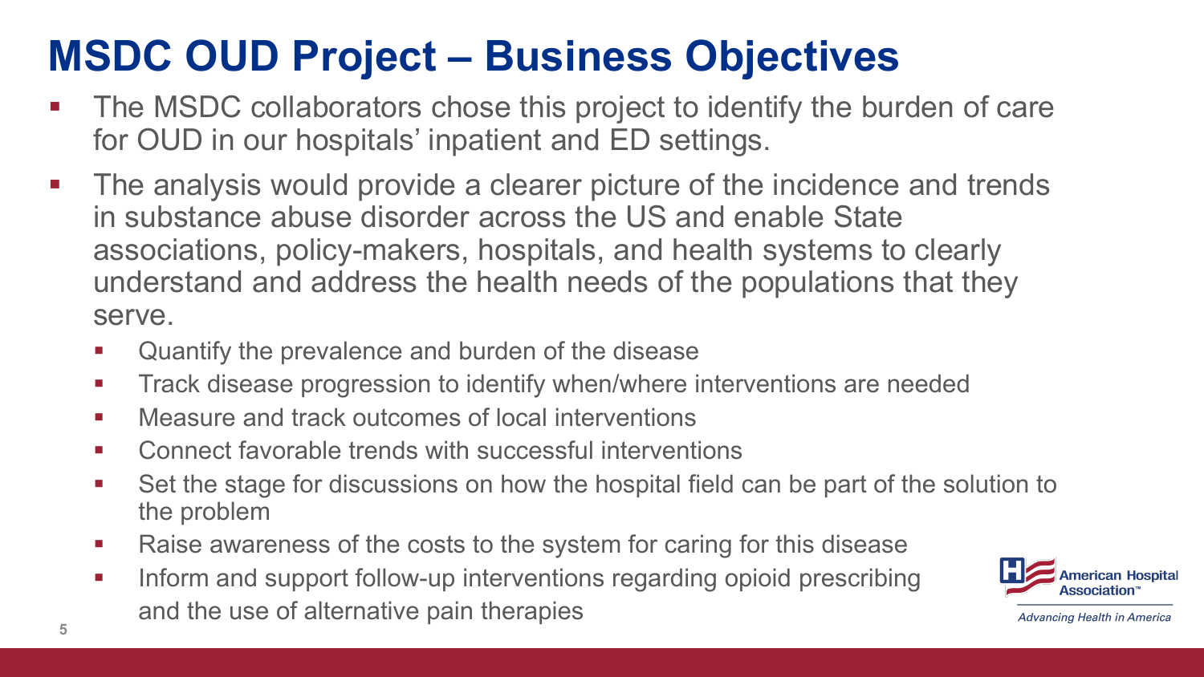# MSDC OUD Project – Business Objectives

- The MSDC collaborators chose this project to identify the burden of care for OUD in our hospitals' inpatient and ED settings.
- The analysis would provide a clearer picture of the incidence and trends in substance abuse disorder across the US and enable State associations, policy-makers, hospitals, and health systems to clearly understand and address the health needs of the populations that they serve.
  - Quantify the prevalence and burden of the disease
  - Track disease progression to identify when/where interventions are needed
  - Measure and track outcomes of local interventions
  - Connect favorable trends with successful interventions
  - Set the stage for discussions on how the hospital field can be part of the solution to the problem
  - Raise awareness of the costs to the system for caring for this disease
  - Inform and support follow-up interventions regarding opioid prescribing and the use of alternative pain therapies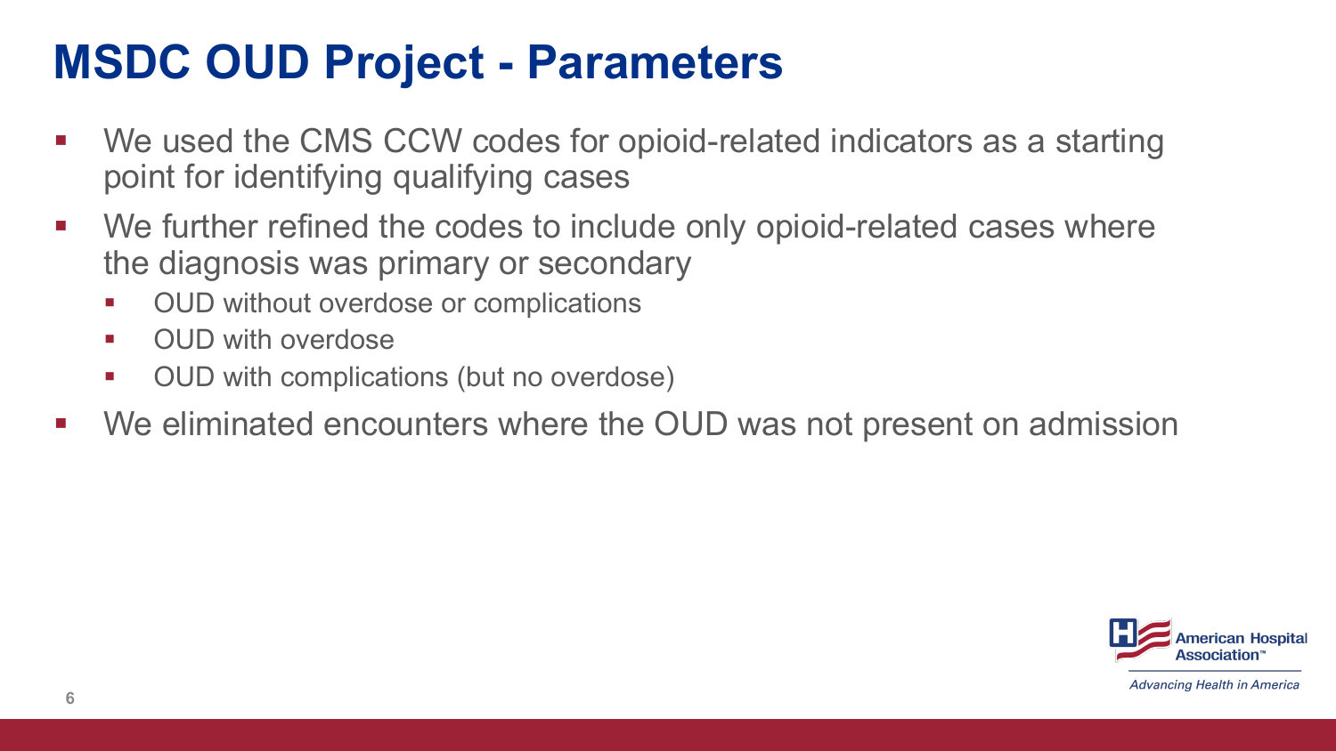# MSDC OUD Project - Parameters

- We used the CMS CCW codes for opioid-related indicators as a starting point for identifying qualifying cases
- We further refined the codes to include only opioid-related cases where the diagnosis was primary or secondary
  - OUD without overdose or complications
  - OUD with overdose
  - OUD with complications (but no overdose)
- We eliminated encounters where the OUD was not present on admission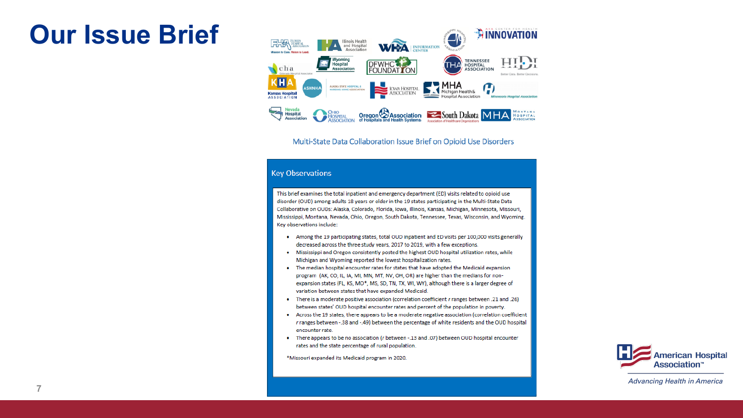# Our Issue Brief

Multi-State Data Collaboration Issue Brief on Opioid Use Disorders

## Key Observations

This brief examines the total inpatient and emergency department (ED) visits related to opioid use disorder (OUD) among adults 18 years or older in the 19 states participating in the Multi-State Data Collaborative on OUDs: Alaska, Colorado, Florida, Iowa, Illinois, Kansas, Michigan, Minnesota, Missouri, Mississippi, Montana, Nevada, Ohio, Oregon, South Dakota, Tennessee, Texas, Wisconsin, and Wyoming. Key observations include:

- Among the 19 participating states, total OUD inpatient and ED visits per 100,000 visits generally decreased across the three study years, 2017 to 2019, with a few exceptions.
- Mississippi and Oregon consistently posted the highest OUD hospital utilization rates, while Michigan and Wyoming reported the lowest hospitalization rates.
- The median hospital encounter rates for states that have adopted the Medicaid expansion program (AK, CO, IL, IA, MI, MN, MT, NV, OH, OR) are higher than the medians for non-expansion states (FL, KS, MO*, MS, SD, TN, TX, WI, WY), although there is a larger degree of variation between states that have expanded Medicaid.
- There is a moderate positive association (correlation coefficient $r$ ranges between .21 and .26) between states' OUD hospital encounter rates and percent of the population in poverty.
- Across the 19 states, there appears to be a moderate negative association (correlation coefficient $r$ ranges between -.38 and -.49) between the percentage of white residents and the OUD hospital encounter rate.
- There appears to be no association ($r$ between -.13 and .07) between OUD hospital encounter rates and the state percentage of rural population.

*Missouri expanded its Medicaid program in 2020.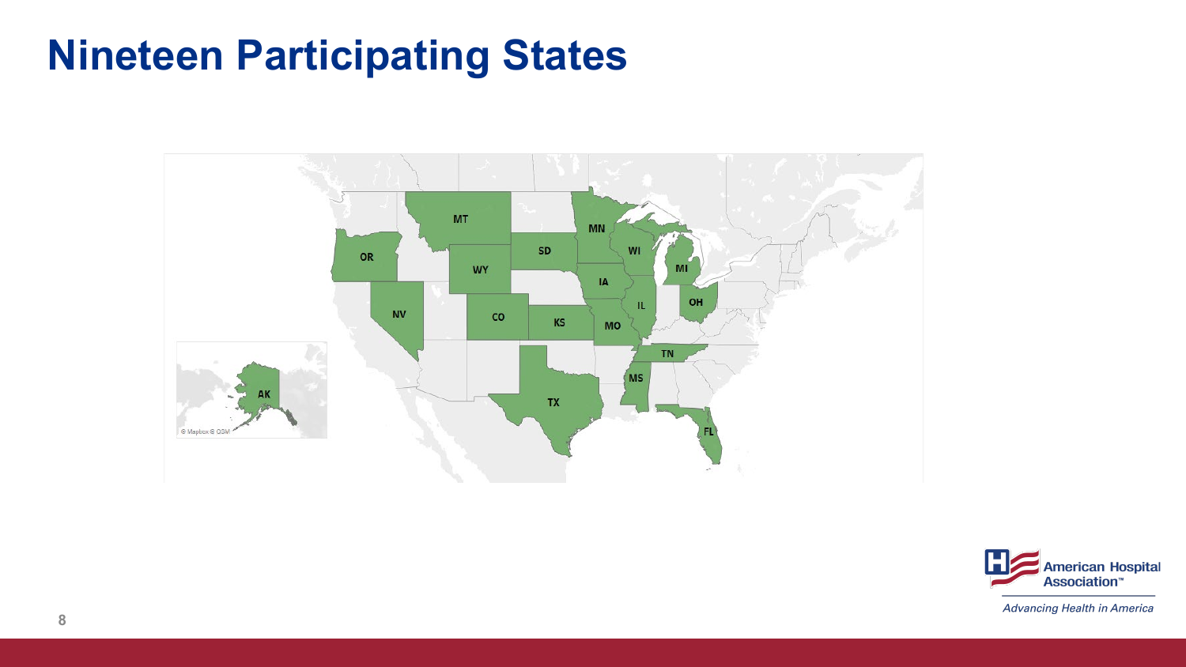# Nineteen Participating States

MT

OR

SD

WY

NV

CO

KS

MN

WI

MI

IA

IL

OH

MO

TN

MS

TX

FL

AK

© Mapbox © OSM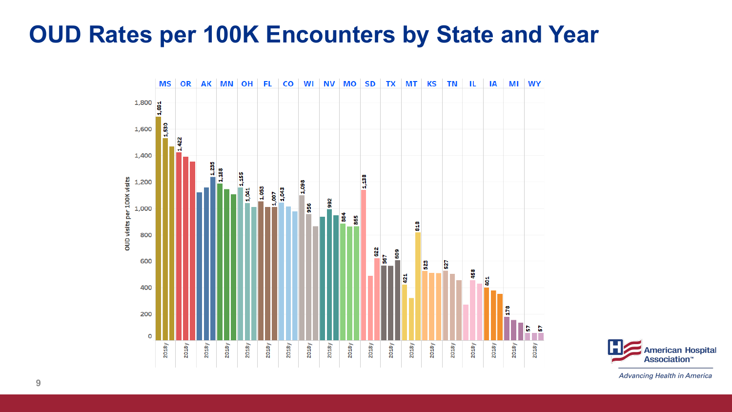# OUD Rates per 100K Encounters by State and Year

OUD visits per 100K visits

| State | Labeled values |
|---|---|
| MS | 1,691; 1,530 |
| OR | 1,422 |
| AK | 1,235 |
| MN | 1,188 |
| OH | 1,155; 1,041 |
| FL | 1,053; 1,007 |
| CO | 1,043 |
| WI | 1,098; 956 |
| NV | 992 |
| MO | 884; 865 |
| SD | 1,138; 622 |
| TX | 567; 609 |
| MT | 421; 818 |
| KS | 523 |
| TN | 527 |
| IL | 458 |
| IA | 401 |
| MI | 178 |
| WY | 57; 57 |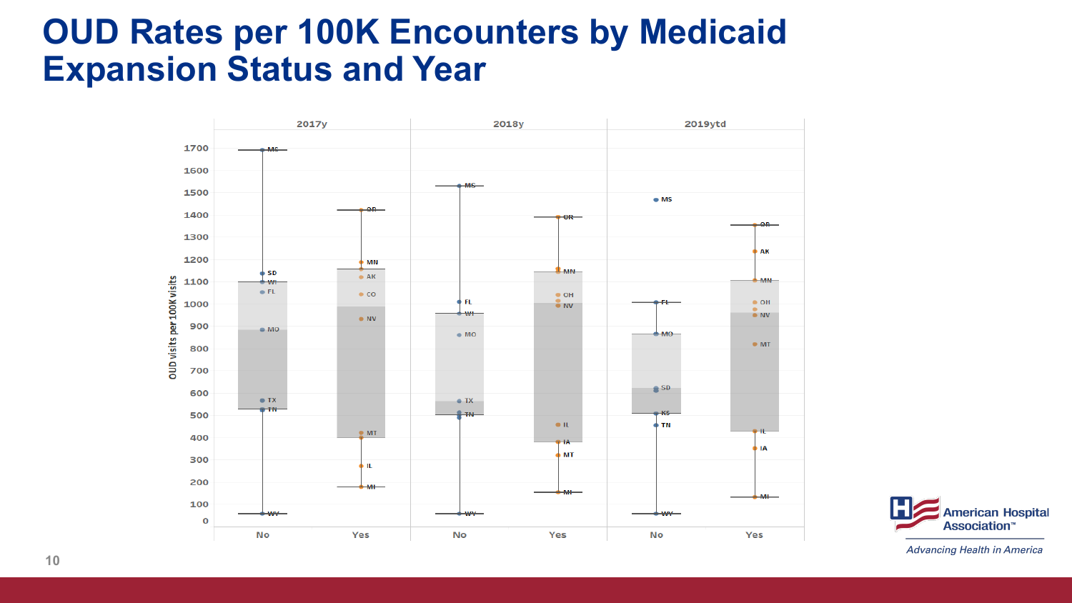# OUD Rates per 100K Encounters by Medicaid Expansion Status and Year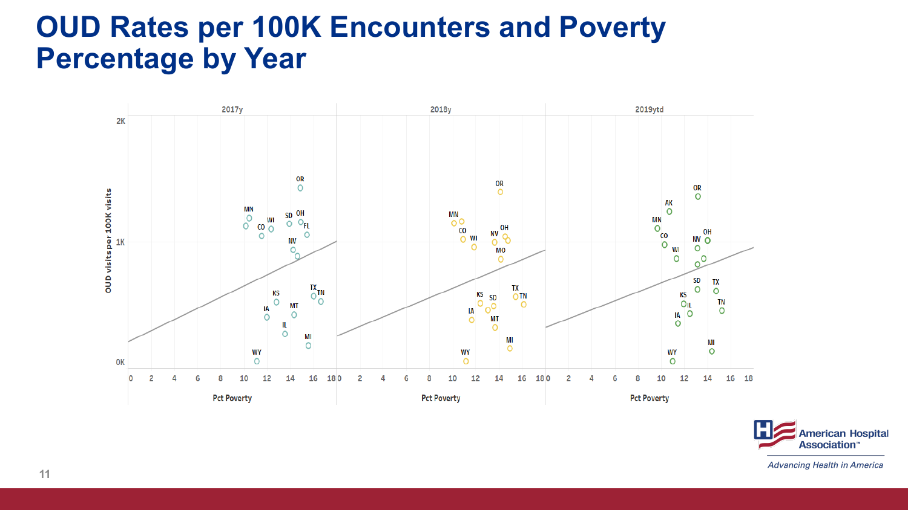# OUD Rates per 100K Encounters and Poverty Percentage by Year

2017y | 2018y | 2019ytd

OUD visits per 100K visits

2K

1K

0K

0 2 4 6 8 10 12 14 16 18

Pct Poverty

2017y: OR, MN, SD, OH, WI, CO, FL, NV, TX, TN, KS, MT, IA, IL, MI, WY

2018y: OR, MN, CO, OH, NV, WI, MO, TX, TN, KS, SD, IA, MT, MI, WY

2019ytd: OR, AK, MN, CO, OH, NV, WI, SD, TX, KS, IL, TN, IA, MI, WY

American Hospital Association™

*Advancing Health in America*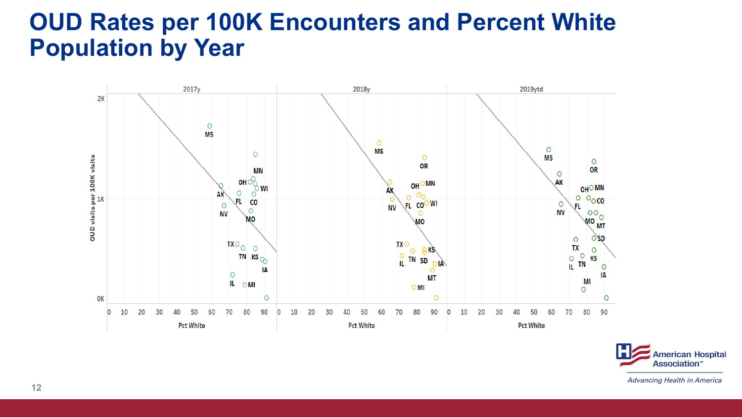# OUD Rates per 100K Encounters and Percent White Population by Year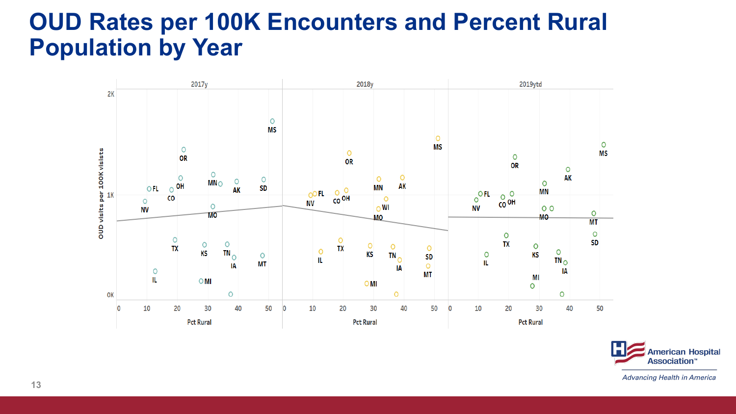# OUD Rates per 100K Encounters and Percent Rural Population by Year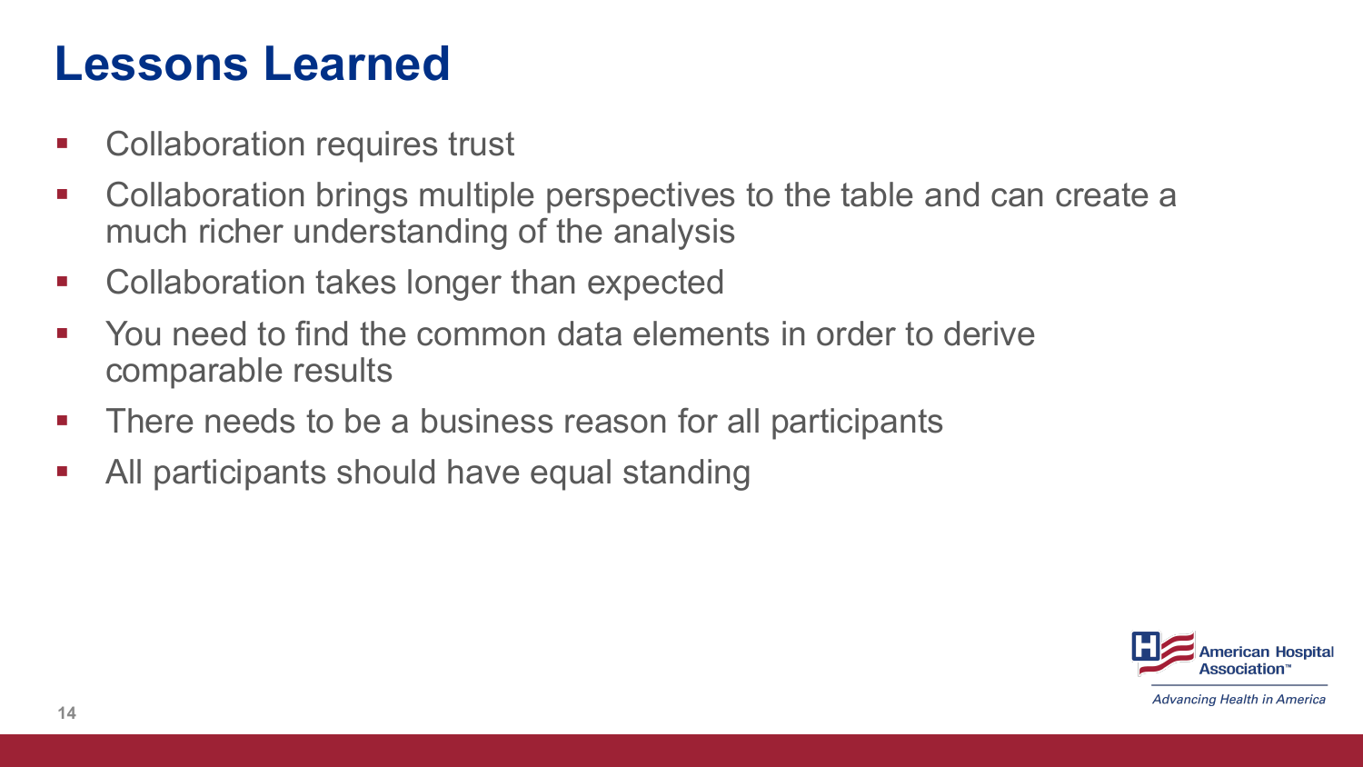# Lessons Learned

- Collaboration requires trust
- Collaboration brings multiple perspectives to the table and can create a much richer understanding of the analysis
- Collaboration takes longer than expected
- You need to find the common data elements in order to derive comparable results
- There needs to be a business reason for all participants
- All participants should have equal standing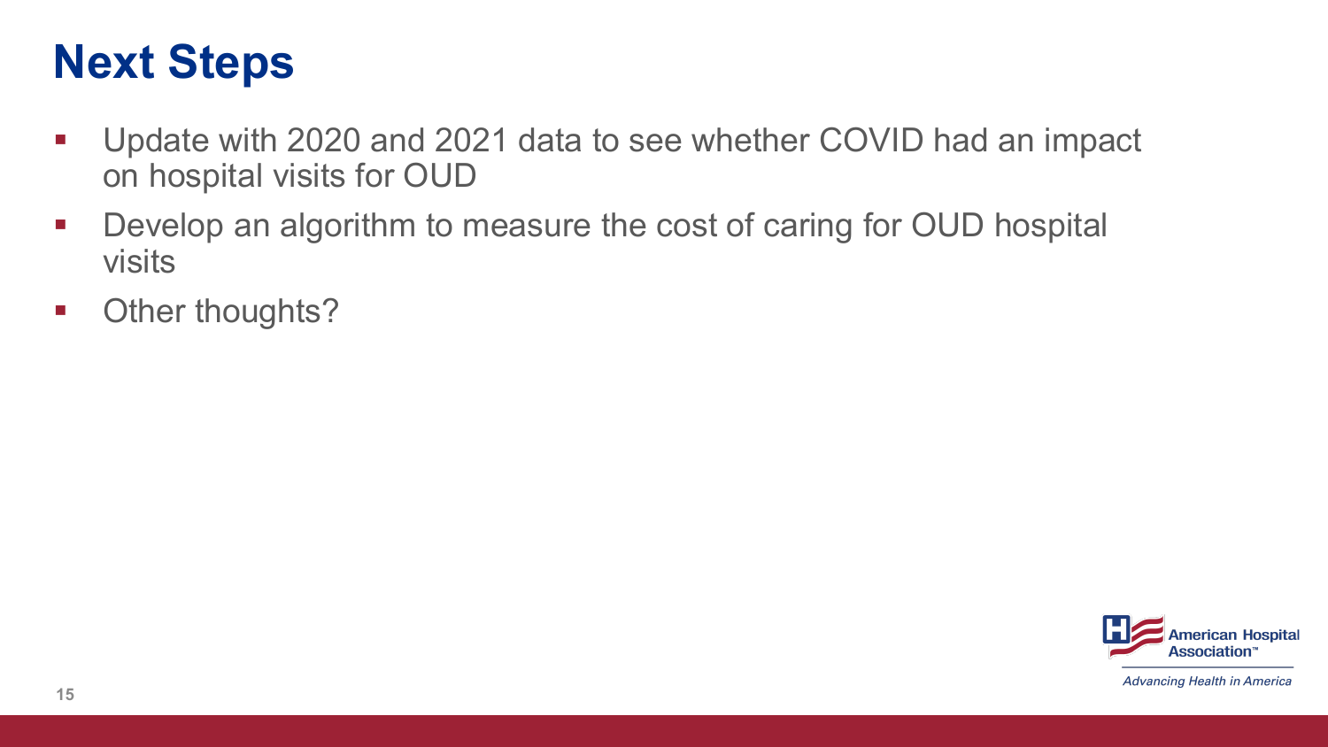# Next Steps

- Update with 2020 and 2021 data to see whether COVID had an impact on hospital visits for OUD
- Develop an algorithm to measure the cost of caring for OUD hospital visits
- Other thoughts?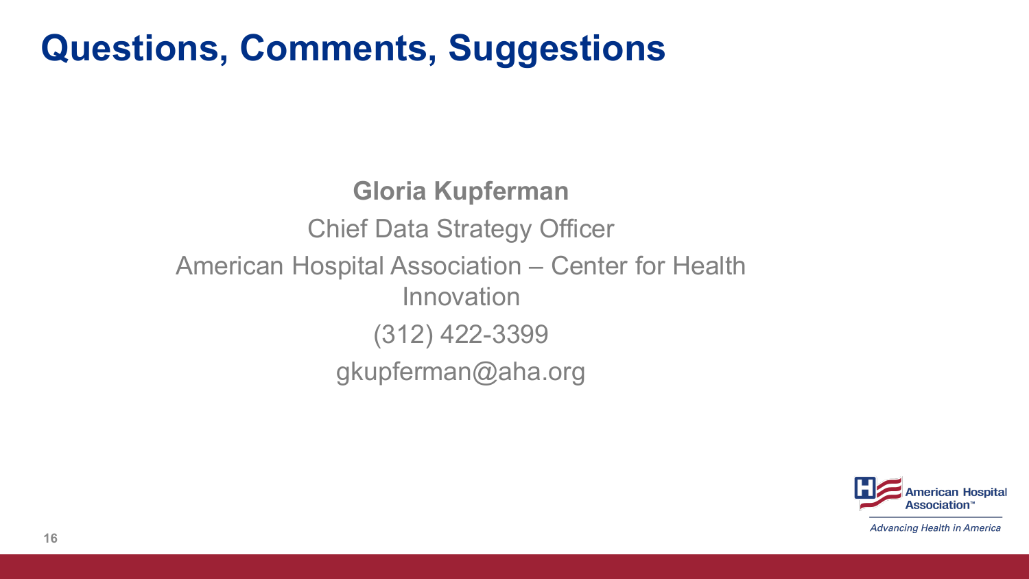# Questions, Comments, Suggestions

**Gloria Kupferman**

Chief Data Strategy Officer

American Hospital Association – Center for Health Innovation

(312) 422-3399

gkupferman@aha.org

American Hospital Association™

*Advancing Health in America*